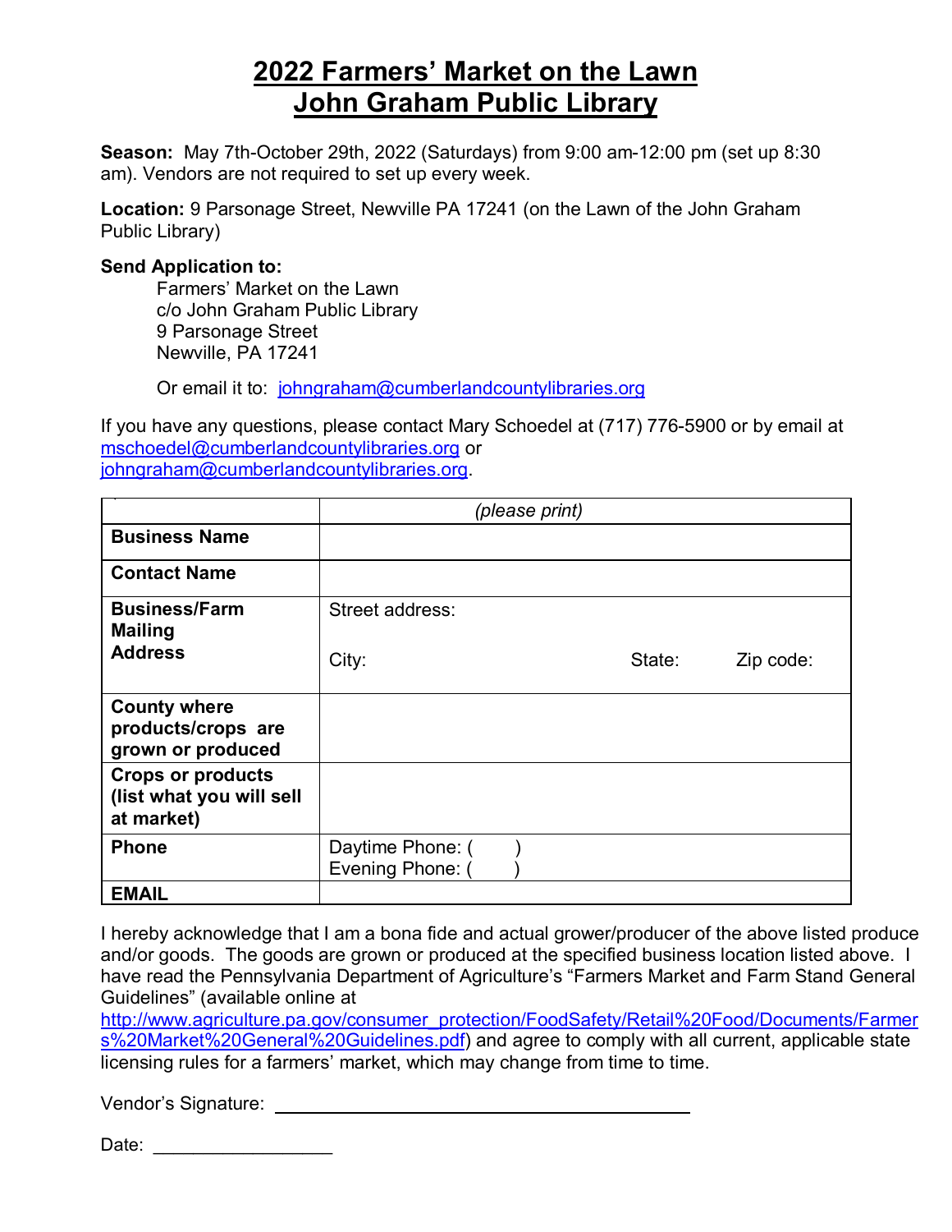# 2022 Farmers' Market on the Lawn
# John Graham Public Library

**Season:** May 7th-October 29th, 2022 (Saturdays) from 9:00 am-12:00 pm (set up 8:30 am). Vendors are not required to set up every week.

**Location:** 9 Parsonage Street, Newville PA 17241 (on the Lawn of the John Graham Public Library)

**Send Application to:**

Farmers' Market on the Lawn
c/o John Graham Public Library
9 Parsonage Street
Newville, PA 17241

Or email it to: johngraham@cumberlandcountylibraries.org

If you have any questions, please contact Mary Schoedel at (717) 776-5900 or by email at mschoedel@cumberlandcountylibraries.org or johngraham@cumberlandcountylibraries.org.

| | *(please print)* |
|---|---|
| **Business Name** | |
| **Contact Name** | |
| **Business/Farm Mailing Address** | Street address:<br><br>City: State: Zip code: |
| **County where products/crops are grown or produced** | |
| **Crops or products (list what you will sell at market)** | |
| **Phone** | Daytime Phone: ( )<br>Evening Phone: ( ) |
| **EMAIL** | |

I hereby acknowledge that I am a bona fide and actual grower/producer of the above listed produce and/or goods. The goods are grown or produced at the specified business location listed above. I have read the Pennsylvania Department of Agriculture's "Farmers Market and Farm Stand General Guidelines" (available online at http://www.agriculture.pa.gov/consumer_protection/FoodSafety/Retail%20Food/Documents/Farmers%20Market%20General%20Guidelines.pdf) and agree to comply with all current, applicable state licensing rules for a farmers' market, which may change from time to time.

Vendor's Signature: ___________________________________________

Date: __________________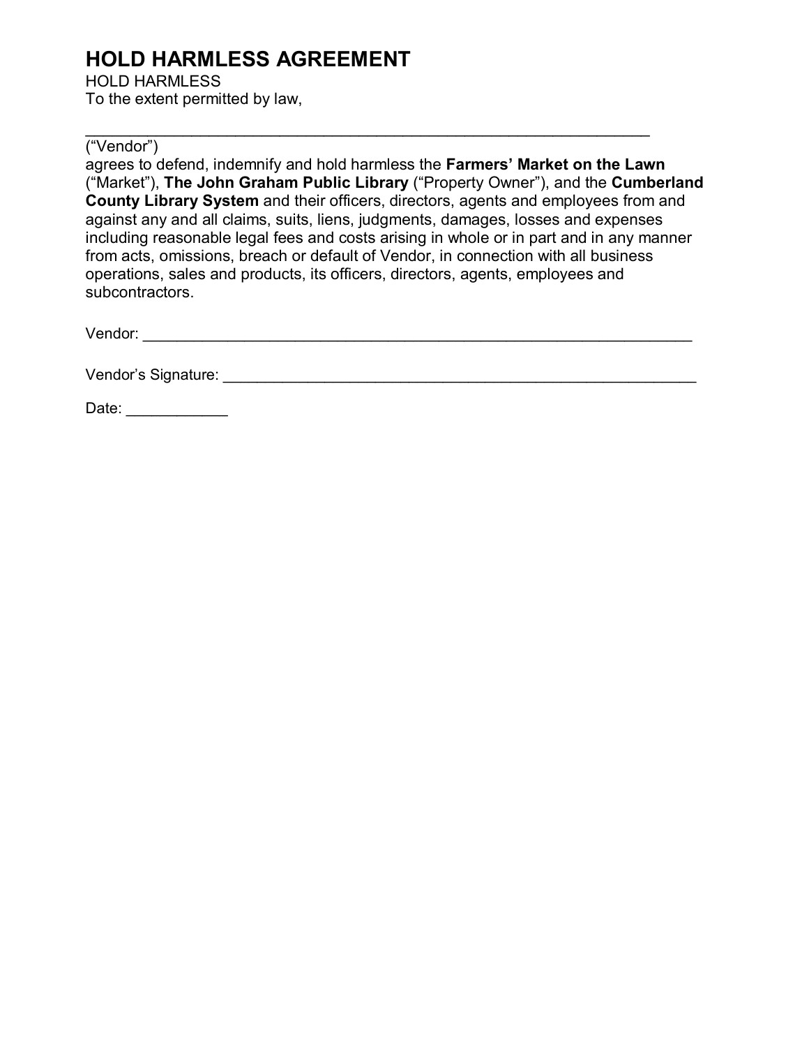# HOLD HARMLESS AGREEMENT

HOLD HARMLESS

To the extent permitted by law,

______________________________________________________________
(“Vendor”)
agrees to defend, indemnify and hold harmless the **Farmers’ Market on the Lawn** (“Market”), **The John Graham Public Library** (“Property Owner”), and the **Cumberland County Library System** and their officers, directors, agents and employees from and against any and all claims, suits, liens, judgments, damages, losses and expenses including reasonable legal fees and costs arising in whole or in part and in any manner from acts, omissions, breach or default of Vendor, in connection with all business operations, sales and products, its officers, directors, agents, employees and subcontractors.

Vendor: ____________________________________________________________

Vendor’s Signature: ___________________________________________________

Date: ____________